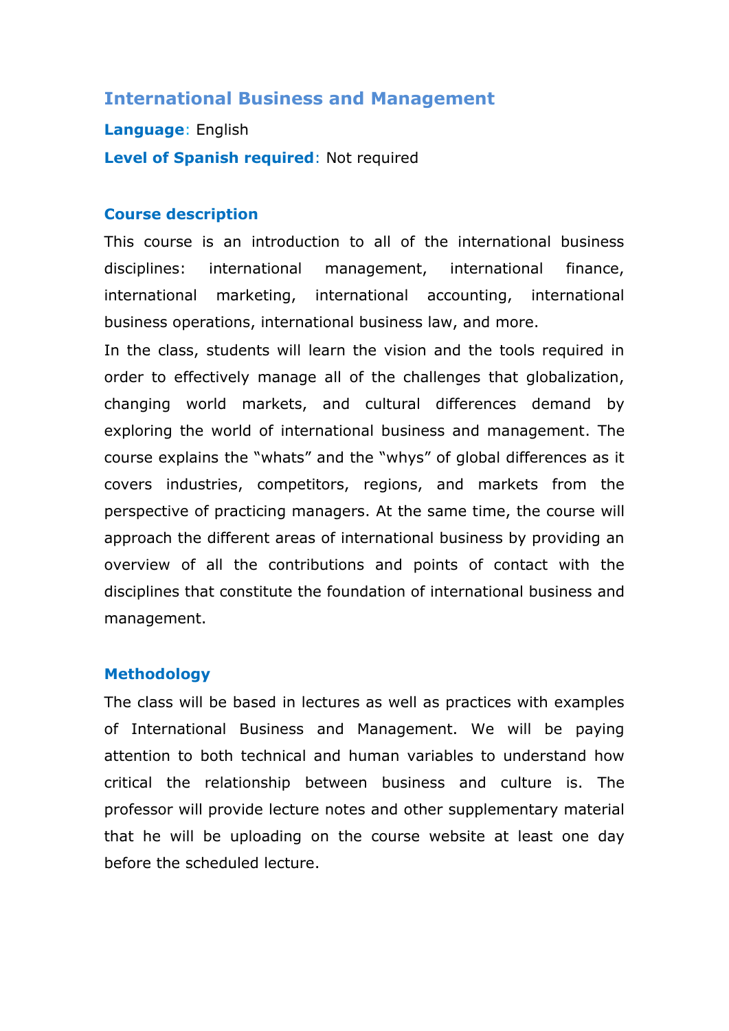# International Business and Management

**Language**: English

**Level of Spanish required**: Not required

## Course description

This course is an introduction to all of the international business disciplines: international management, international finance, international marketing, international accounting, international business operations, international business law, and more.

In the class, students will learn the vision and the tools required in order to effectively manage all of the challenges that globalization, changing world markets, and cultural differences demand by exploring the world of international business and management. The course explains the "whats" and the "whys" of global differences as it covers industries, competitors, regions, and markets from the perspective of practicing managers. At the same time, the course will approach the different areas of international business by providing an overview of all the contributions and points of contact with the disciplines that constitute the foundation of international business and management.

## Methodology

The class will be based in lectures as well as practices with examples of International Business and Management. We will be paying attention to both technical and human variables to understand how critical the relationship between business and culture is. The professor will provide lecture notes and other supplementary material that he will be uploading on the course website at least one day before the scheduled lecture.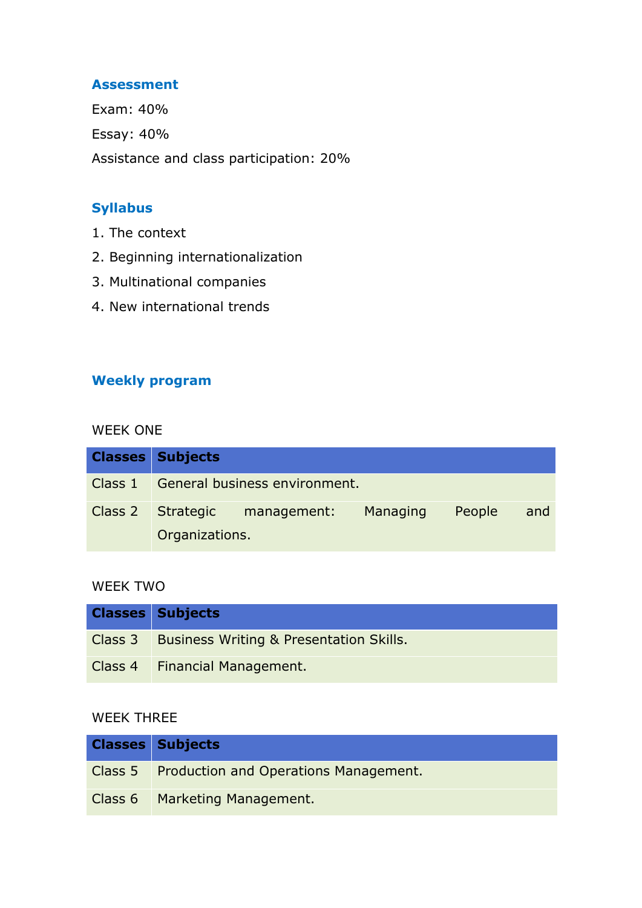## Assessment

Exam: 40%

Essay: 40%

Assistance and class participation: 20%

## Syllabus

1. The context
2. Beginning internationalization
3. Multinational companies
4. New international trends

## Weekly program

WEEK ONE

| Classes | Subjects |
|---|---|
| Class 1 | General business environment. |
| Class 2 | Strategic management: Managing People and Organizations. |

WEEK TWO

| Classes | Subjects |
|---|---|
| Class 3 | Business Writing & Presentation Skills. |
| Class 4 | Financial Management. |

WEEK THREE

| Classes | Subjects |
|---|---|
| Class 5 | Production and Operations Management. |
| Class 6 | Marketing Management. |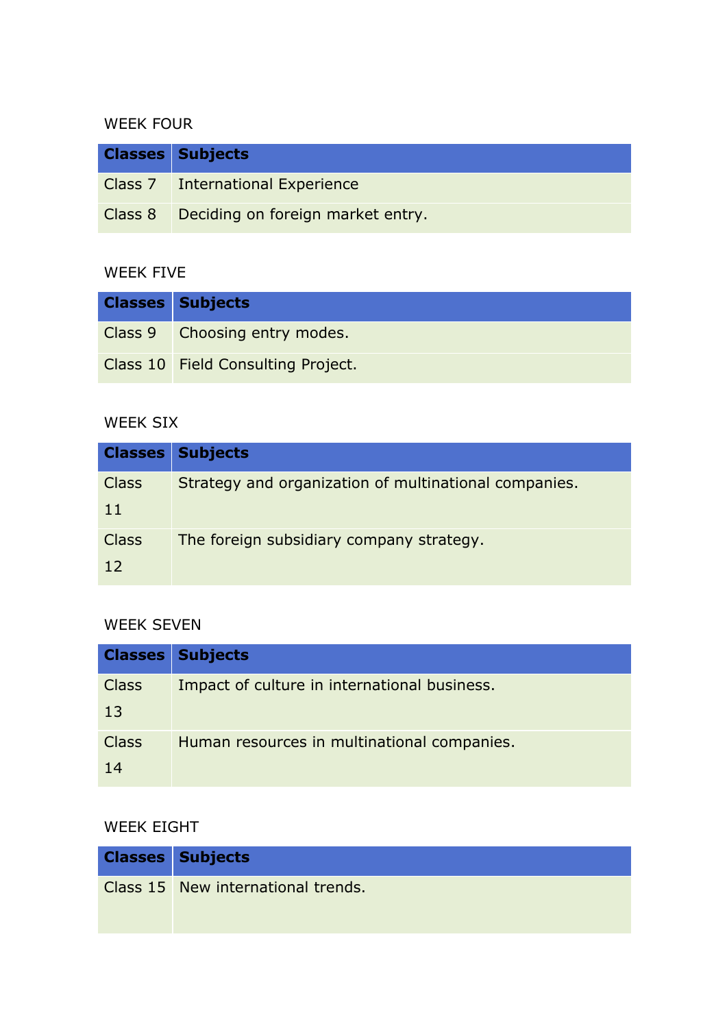WEEK FOUR

| Classes | Subjects |
|---|---|
| Class 7 | International Experience |
| Class 8 | Deciding on foreign market entry. |

WEEK FIVE

| Classes | Subjects |
|---|---|
| Class 9 | Choosing entry modes. |
| Class 10 | Field Consulting Project. |

WEEK SIX

| Classes | Subjects |
|---|---|
| Class 11 | Strategy and organization of multinational companies. |
| Class 12 | The foreign subsidiary company strategy. |

WEEK SEVEN

| Classes | Subjects |
|---|---|
| Class 13 | Impact of culture in international business. |
| Class 14 | Human resources in multinational companies. |

WEEK EIGHT

| Classes | Subjects |
|---|---|
| Class 15 | New international trends. |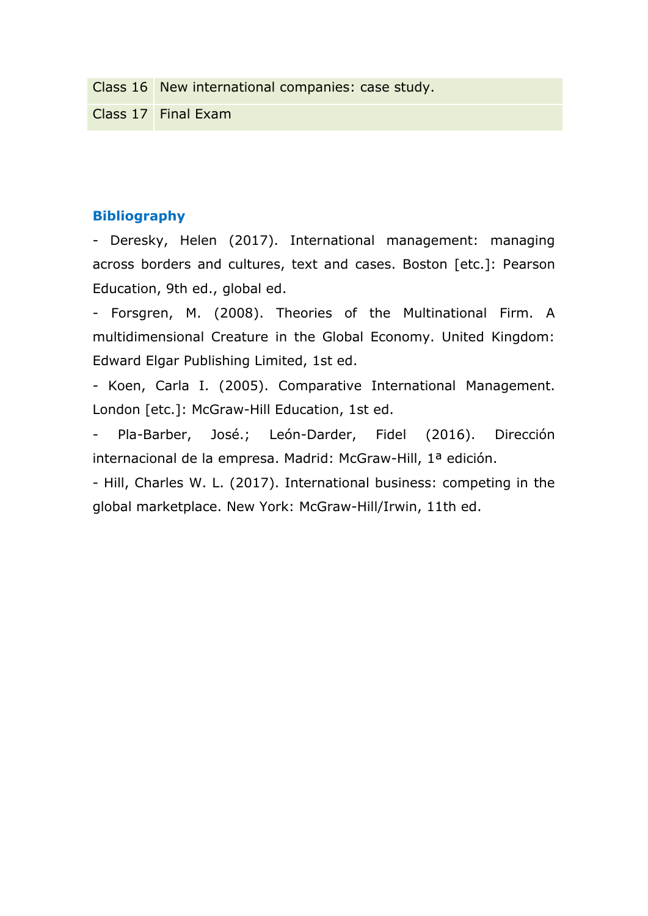| | |
|---|---|
| Class 16 | New international companies: case study. |
| Class 17 | Final Exam |

## Bibliography

- Deresky, Helen (2017). International management: managing across borders and cultures, text and cases. Boston [etc.]: Pearson Education, 9th ed., global ed.
- Forsgren, M. (2008). Theories of the Multinational Firm. A multidimensional Creature in the Global Economy. United Kingdom: Edward Elgar Publishing Limited, 1st ed.
- Koen, Carla I. (2005). Comparative International Management. London [etc.]: McGraw-Hill Education, 1st ed.
- Pla-Barber, José.; León-Darder, Fidel (2016). Dirección internacional de la empresa. Madrid: McGraw-Hill, 1ª edición.
- Hill, Charles W. L. (2017). International business: competing in the global marketplace. New York: McGraw-Hill/Irwin, 11th ed.